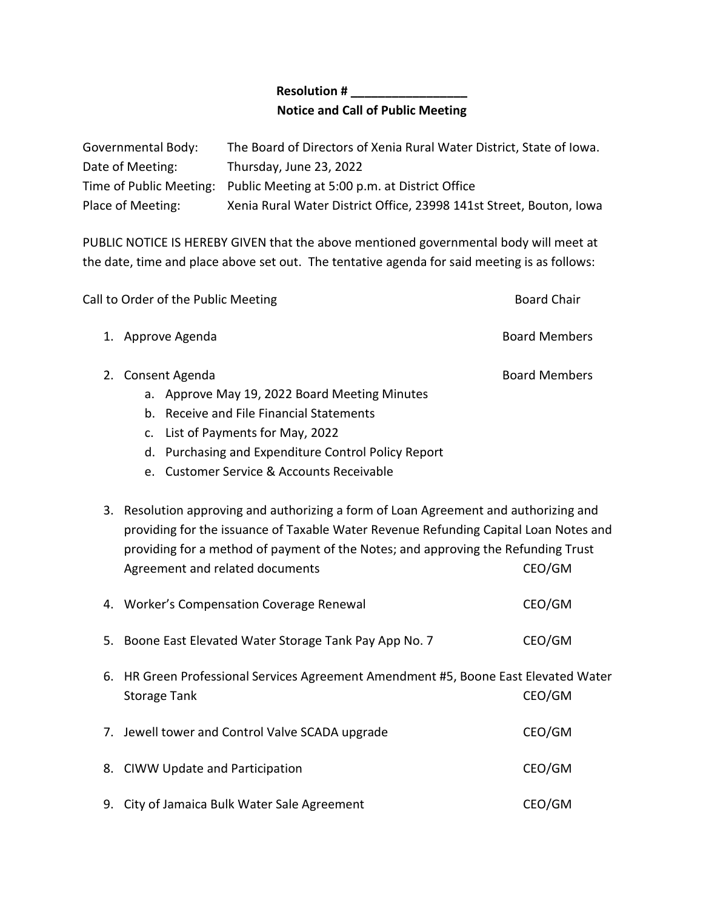**Resolution # \_\_\_\_\_\_\_\_\_\_\_\_\_\_\_\_\_**

**Notice and Call of Public Meeting**

| | |
|---|---|
| Governmental Body: | The Board of Directors of Xenia Rural Water District, State of Iowa. |
| Date of Meeting: | Thursday, June 23, 2022 |
| Time of Public Meeting: | Public Meeting at 5:00 p.m. at District Office |
| Place of Meeting: | Xenia Rural Water District Office, 23998 141st Street, Bouton, Iowa |

PUBLIC NOTICE IS HEREBY GIVEN that the above mentioned governmental body will meet at the date, time and place above set out. The tentative agenda for said meeting is as follows:

Call to Order of the Public Meeting — Board Chair

1. Approve Agenda — Board Members
2. Consent Agenda — Board Members
   a. Approve May 19, 2022 Board Meeting Minutes
   b. Receive and File Financial Statements
   c. List of Payments for May, 2022
   d. Purchasing and Expenditure Control Policy Report
   e. Customer Service & Accounts Receivable
3. Resolution approving and authorizing a form of Loan Agreement and authorizing and providing for the issuance of Taxable Water Revenue Refunding Capital Loan Notes and providing for a method of payment of the Notes; and approving the Refunding Trust Agreement and related documents — CEO/GM
4. Worker's Compensation Coverage Renewal — CEO/GM
5. Boone East Elevated Water Storage Tank Pay App No. 7 — CEO/GM
6. HR Green Professional Services Agreement Amendment #5, Boone East Elevated Water Storage Tank — CEO/GM
7. Jewell tower and Control Valve SCADA upgrade — CEO/GM
8. CIWW Update and Participation — CEO/GM
9. City of Jamaica Bulk Water Sale Agreement — CEO/GM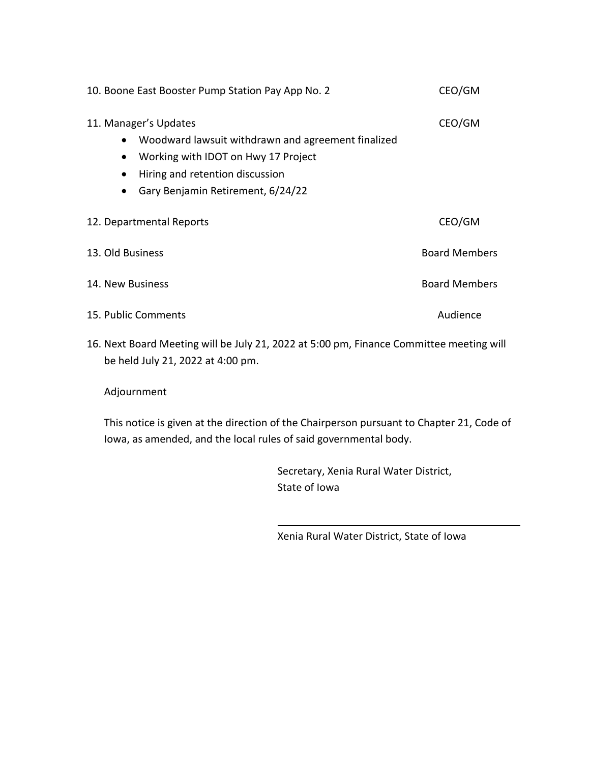10. Boone East Booster Pump Station Pay App No. 2 CEO/GM

11. Manager's Updates CEO/GM
    - Woodward lawsuit withdrawn and agreement finalized
    - Working with IDOT on Hwy 17 Project
    - Hiring and retention discussion
    - Gary Benjamin Retirement, 6/24/22

12. Departmental Reports CEO/GM

13. Old Business Board Members

14. New Business Board Members

15. Public Comments Audience

16. Next Board Meeting will be July 21, 2022 at 5:00 pm, Finance Committee meeting will be held July 21, 2022 at 4:00 pm.

Adjournment

This notice is given at the direction of the Chairperson pursuant to Chapter 21, Code of Iowa, as amended, and the local rules of said governmental body.

Secretary, Xenia Rural Water District,
State of Iowa

\_\_\_\_\_\_\_\_\_\_\_\_\_\_\_\_\_\_\_\_\_\_\_\_\_\_\_\_\_\_\_\_\_\_\_\_\_\_

Xenia Rural Water District, State of Iowa